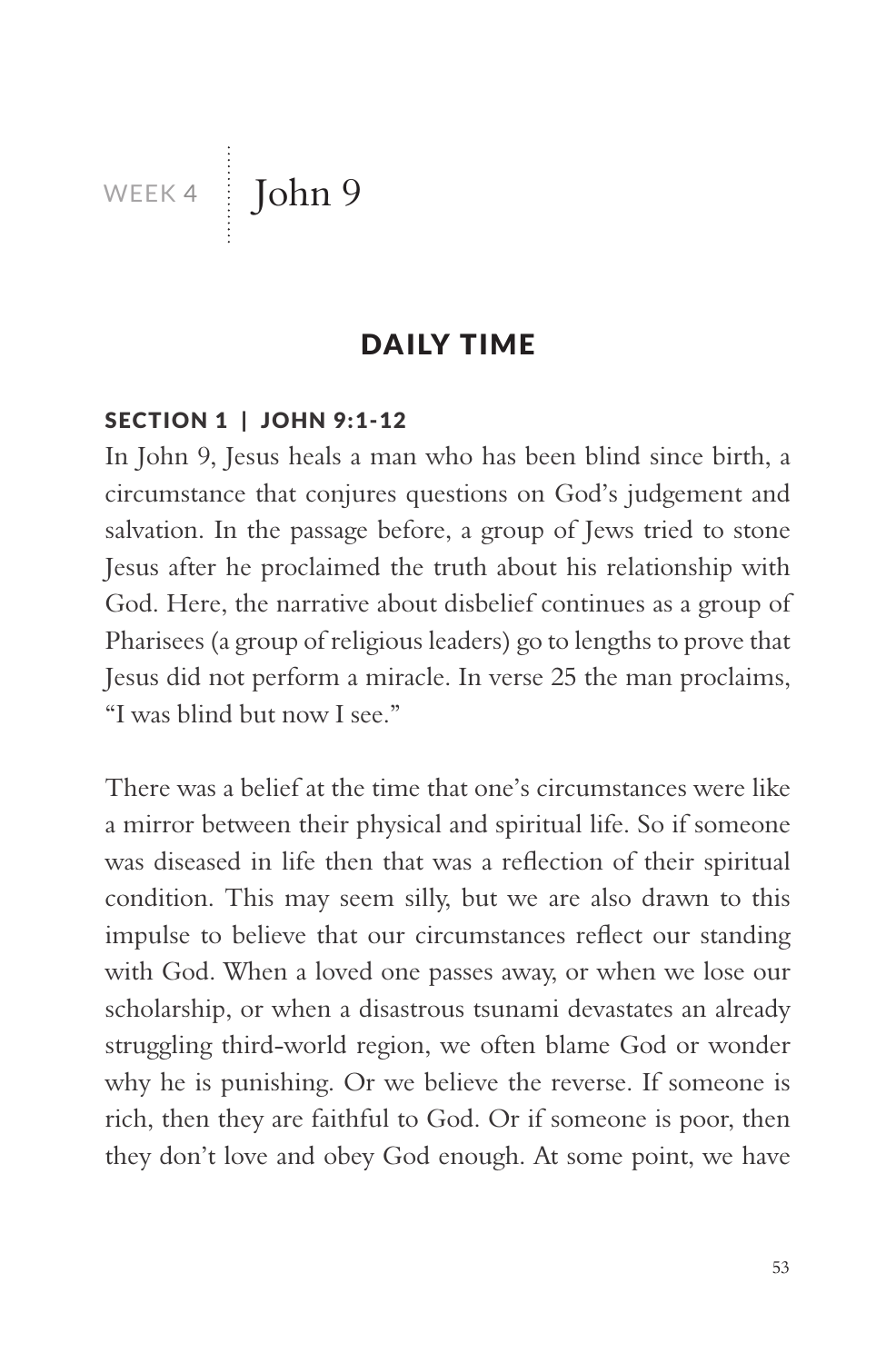# WEEK 4 | John 9

## DAILY TIME

### SECTION 1 | JOHN 9:1-12

In John 9, Jesus heals a man who has been blind since birth, a circumstance that conjures questions on God's judgement and salvation. In the passage before, a group of Jews tried to stone Jesus after he proclaimed the truth about his relationship with God. Here, the narrative about disbelief continues as a group of Pharisees (a group of religious leaders) go to lengths to prove that Jesus did not perform a miracle. In verse 25 the man proclaims, "I was blind but now I see."

There was a belief at the time that one's circumstances were like a mirror between their physical and spiritual life. So if someone was diseased in life then that was a reflection of their spiritual condition. This may seem silly, but we are also drawn to this impulse to believe that our circumstances reflect our standing with God. When a loved one passes away, or when we lose our scholarship, or when a disastrous tsunami devastates an already struggling third-world region, we often blame God or wonder why he is punishing. Or we believe the reverse. If someone is rich, then they are faithful to God. Or if someone is poor, then they don't love and obey God enough. At some point, we have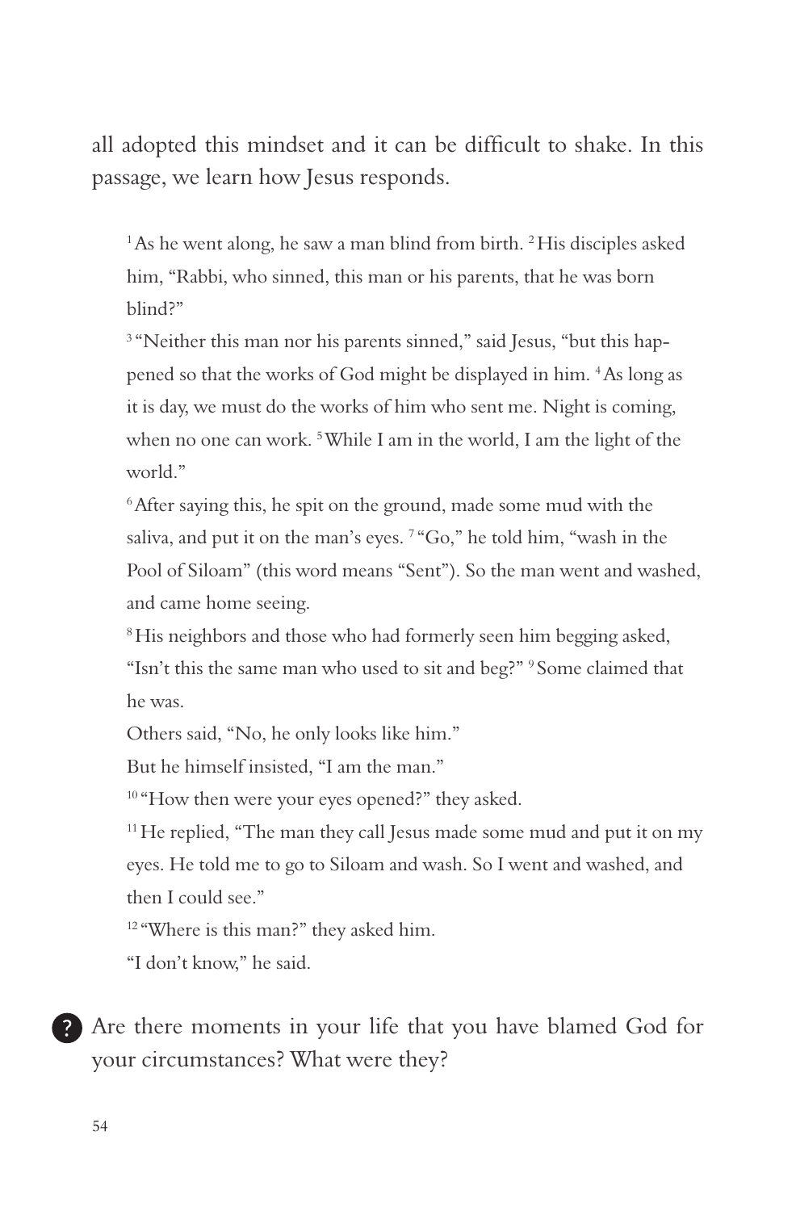all adopted this mindset and it can be difficult to shake. In this passage, we learn how Jesus responds.

> [1] As he went along, he saw a man blind from birth. [2] His disciples asked him, "Rabbi, who sinned, this man or his parents, that he was born blind?"
>
> [3] "Neither this man nor his parents sinned," said Jesus, "but this happened so that the works of God might be displayed in him. [4] As long as it is day, we must do the works of him who sent me. Night is coming, when no one can work. [5] While I am in the world, I am the light of the world."
>
> [6] After saying this, he spit on the ground, made some mud with the saliva, and put it on the man's eyes. [7] "Go," he told him, "wash in the Pool of Siloam" (this word means "Sent"). So the man went and washed, and came home seeing.
>
> [8] His neighbors and those who had formerly seen him begging asked, "Isn't this the same man who used to sit and beg?" [9] Some claimed that he was.
>
> Others said, "No, he only looks like him."
>
> But he himself insisted, "I am the man."
>
> [10] "How then were your eyes opened?" they asked.
>
> [11] He replied, "The man they call Jesus made some mud and put it on my eyes. He told me to go to Siloam and wash. So I went and washed, and then I could see."
>
> [12] "Where is this man?" they asked him.
>
> "I don't know," he said.

? Are there moments in your life that you have blamed God for your circumstances? What were they?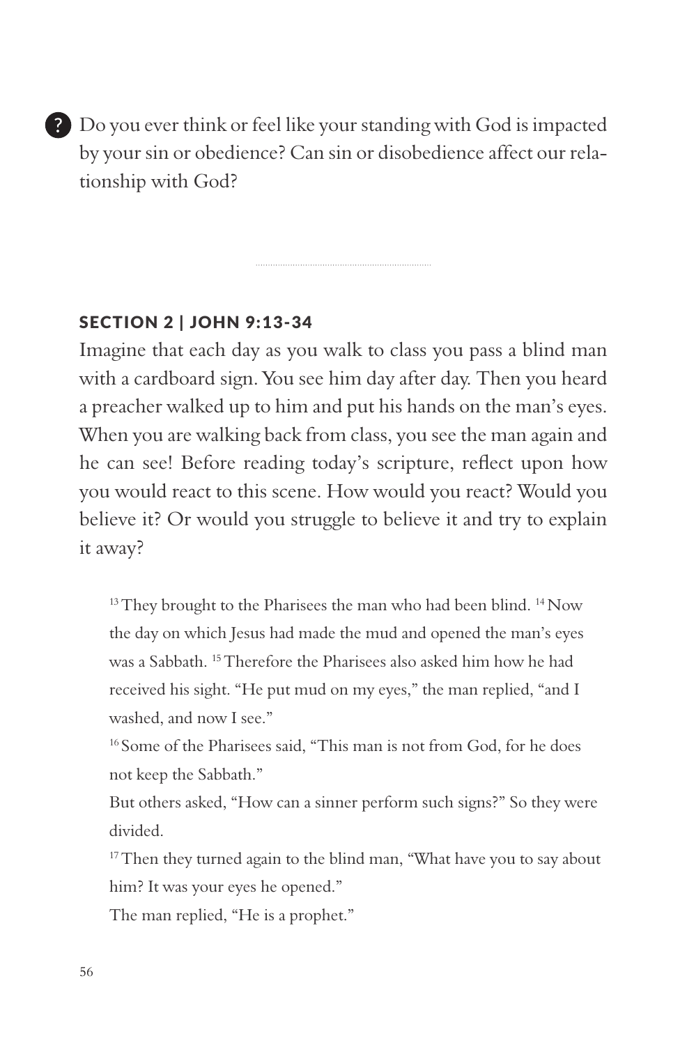**?** Do you ever think or feel like your standing with God is impacted by your sin or obedience? Can sin or disobedience affect our relationship with God?

---

## SECTION 2 | JOHN 9:13-34

Imagine that each day as you walk to class you pass a blind man with a cardboard sign. You see him day after day. Then you heard a preacher walked up to him and put his hands on the man's eyes. When you are walking back from class, you see the man again and he can see! Before reading today's scripture, reflect upon how you would react to this scene. How would you react? Would you believe it? Or would you struggle to believe it and try to explain it away?

> [13] They brought to the Pharisees the man who had been blind. [14] Now the day on which Jesus had made the mud and opened the man's eyes was a Sabbath. [15] Therefore the Pharisees also asked him how he had received his sight. "He put mud on my eyes," the man replied, "and I washed, and now I see."
>
> [16] Some of the Pharisees said, "This man is not from God, for he does not keep the Sabbath."
>
> But others asked, "How can a sinner perform such signs?" So they were divided.
>
> [17] Then they turned again to the blind man, "What have you to say about him? It was your eyes he opened."
>
> The man replied, "He is a prophet."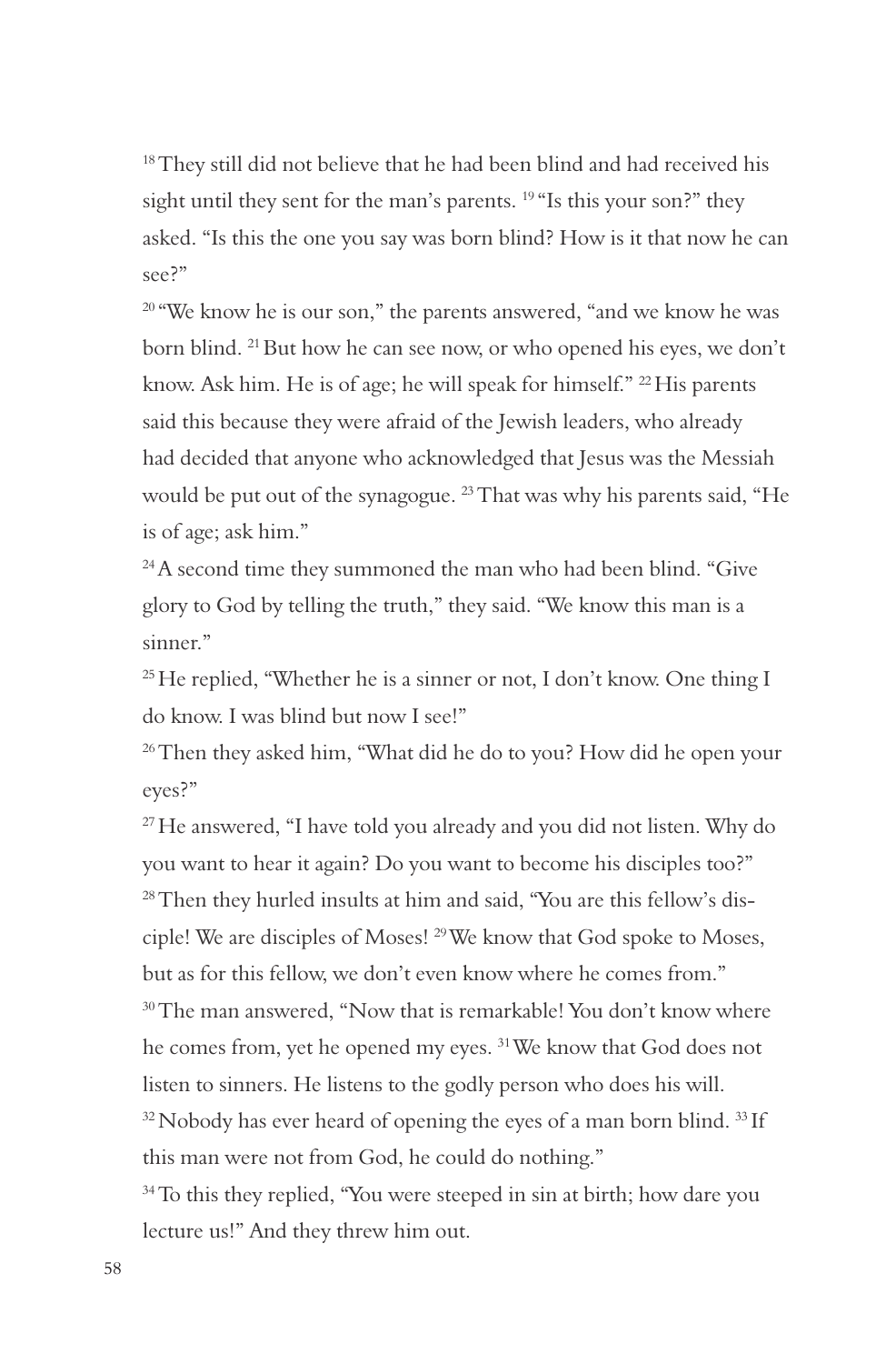[18] They still did not believe that he had been blind and had received his sight until they sent for the man's parents. [19] "Is this your son?" they asked. "Is this the one you say was born blind? How is it that now he can see?"

[20] "We know he is our son," the parents answered, "and we know he was born blind. [21] But how he can see now, or who opened his eyes, we don't know. Ask him. He is of age; he will speak for himself." [22] His parents said this because they were afraid of the Jewish leaders, who already had decided that anyone who acknowledged that Jesus was the Messiah would be put out of the synagogue. [23] That was why his parents said, "He is of age; ask him."

[24] A second time they summoned the man who had been blind. "Give glory to God by telling the truth," they said. "We know this man is a sinner."

[25] He replied, "Whether he is a sinner or not, I don't know. One thing I do know. I was blind but now I see!"

[26] Then they asked him, "What did he do to you? How did he open your eyes?"

[27] He answered, "I have told you already and you did not listen. Why do you want to hear it again? Do you want to become his disciples too?"

[28] Then they hurled insults at him and said, "You are this fellow's disciple! We are disciples of Moses! [29] We know that God spoke to Moses, but as for this fellow, we don't even know where he comes from."

[30] The man answered, "Now that is remarkable! You don't know where he comes from, yet he opened my eyes. [31] We know that God does not listen to sinners. He listens to the godly person who does his will.

[32] Nobody has ever heard of opening the eyes of a man born blind. [33] If this man were not from God, he could do nothing."

[34] To this they replied, "You were steeped in sin at birth; how dare you lecture us!" And they threw him out.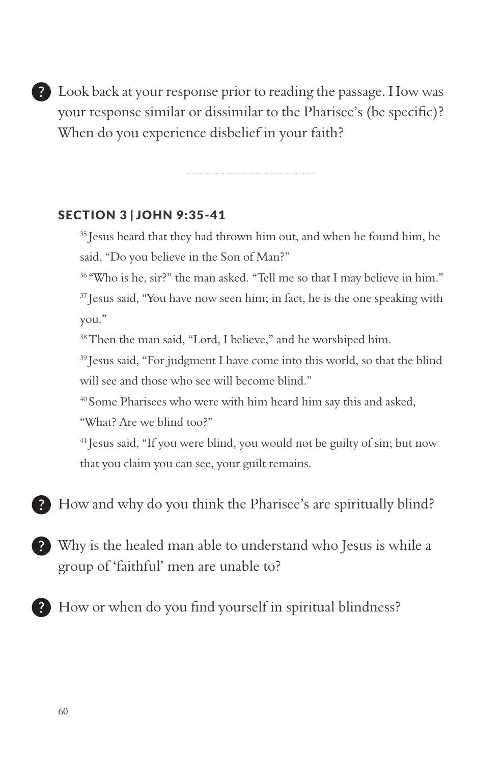? Look back at your response prior to reading the passage. How was your response similar or dissimilar to the Pharisee's (be specific)? When do you experience disbelief in your faith?

---

## SECTION 3 | JOHN 9:35-41

> [35] Jesus heard that they had thrown him out, and when he found him, he said, "Do you believe in the Son of Man?"
>
> [36] "Who is he, sir?" the man asked. "Tell me so that I may believe in him."
>
> [37] Jesus said, "You have now seen him; in fact, he is the one speaking with you."
>
> [38] Then the man said, "Lord, I believe," and he worshiped him.
>
> [39] Jesus said, "For judgment I have come into this world, so that the blind will see and those who see will become blind."
>
> [40] Some Pharisees who were with him heard him say this and asked, "What? Are we blind too?"
>
> [41] Jesus said, "If you were blind, you would not be guilty of sin; but now that you claim you can see, your guilt remains.

? How and why do you think the Pharisee's are spiritually blind?

? Why is the healed man able to understand who Jesus is while a group of 'faithful' men are unable to?

? How or when do you find yourself in spiritual blindness?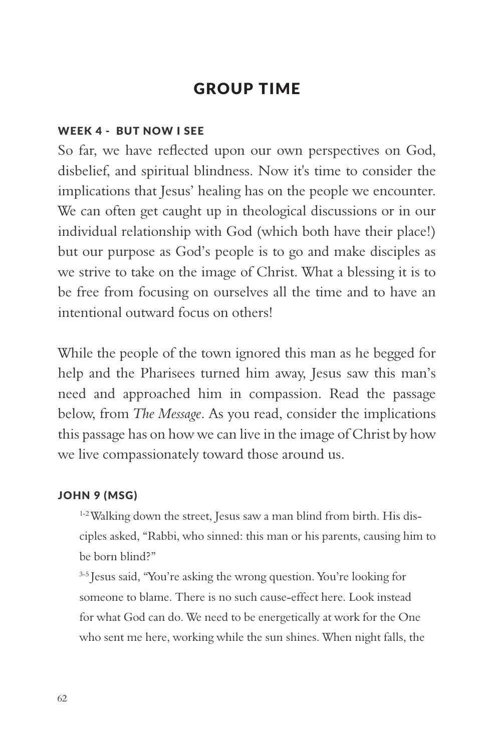# GROUP TIME

### WEEK 4 - BUT NOW I SEE

So far, we have reflected upon our own perspectives on God, disbelief, and spiritual blindness. Now it's time to consider the implications that Jesus' healing has on the people we encounter. We can often get caught up in theological discussions or in our individual relationship with God (which both have their place!) but our purpose as God's people is to go and make disciples as we strive to take on the image of Christ. What a blessing it is to be free from focusing on ourselves all the time and to have an intentional outward focus on others!

While the people of the town ignored this man as he begged for help and the Pharisees turned him away, Jesus saw this man's need and approached him in compassion. Read the passage below, from *The Message*. As you read, consider the implications this passage has on how we can live in the image of Christ by how we live compassionately toward those around us.

### JOHN 9 (MSG)

> [1-2] Walking down the street, Jesus saw a man blind from birth. His disciples asked, "Rabbi, who sinned: this man or his parents, causing him to be born blind?"
>
> [3-5] Jesus said, "You're asking the wrong question. You're looking for someone to blame. There is no such cause-effect here. Look instead for what God can do. We need to be energetically at work for the One who sent me here, working while the sun shines. When night falls, the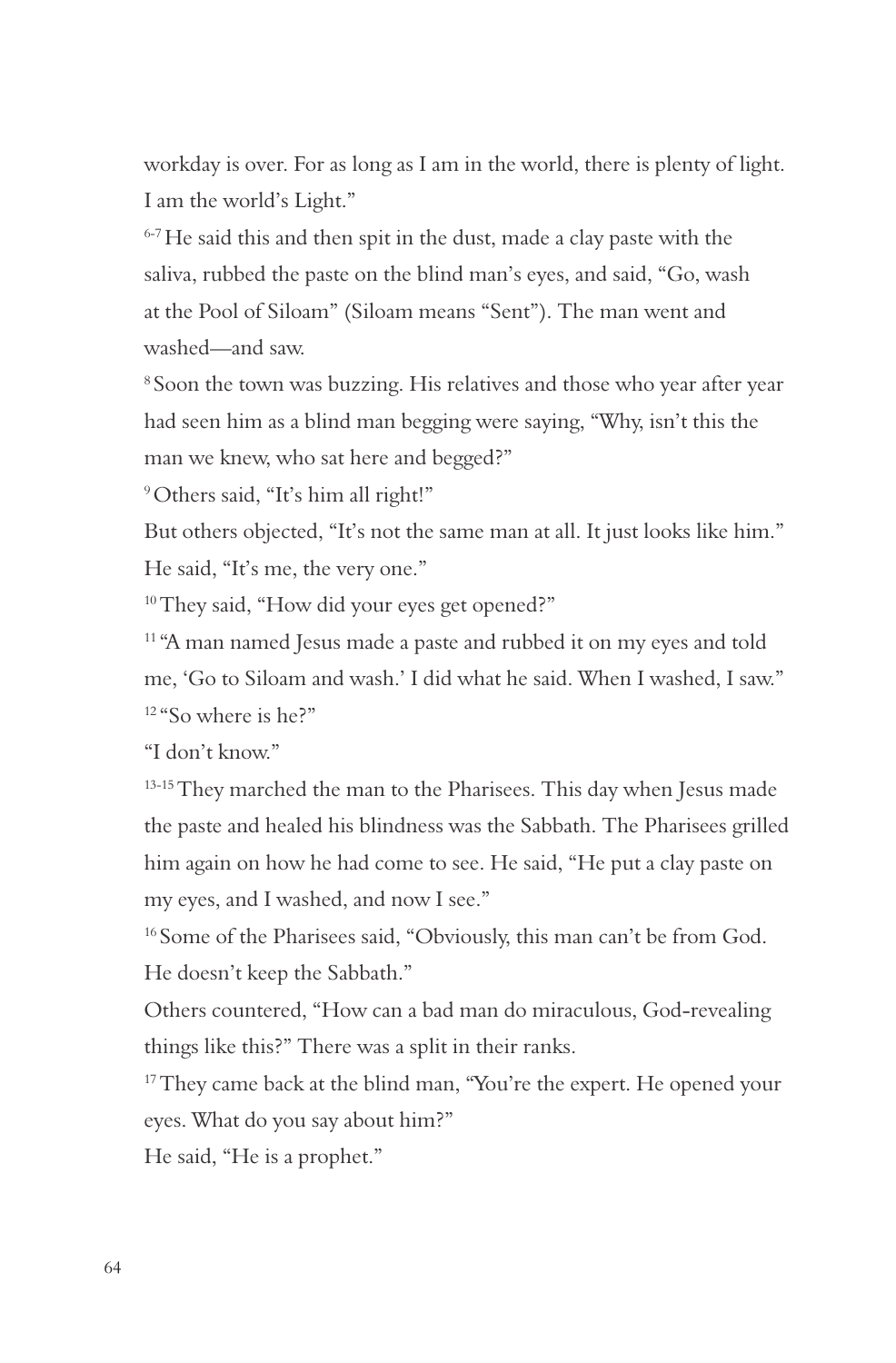workday is over. For as long as I am in the world, there is plenty of light. I am the world's Light."

[6-7] He said this and then spit in the dust, made a clay paste with the saliva, rubbed the paste on the blind man's eyes, and said, "Go, wash at the Pool of Siloam" (Siloam means "Sent"). The man went and washed—and saw.

[8] Soon the town was buzzing. His relatives and those who year after year had seen him as a blind man begging were saying, "Why, isn't this the man we knew, who sat here and begged?"

[9] Others said, "It's him all right!"

But others objected, "It's not the same man at all. It just looks like him."

He said, "It's me, the very one."

[10] They said, "How did your eyes get opened?"

[11] "A man named Jesus made a paste and rubbed it on my eyes and told me, 'Go to Siloam and wash.' I did what he said. When I washed, I saw."

[12] "So where is he?"

"I don't know."

[13-15] They marched the man to the Pharisees. This day when Jesus made the paste and healed his blindness was the Sabbath. The Pharisees grilled him again on how he had come to see. He said, "He put a clay paste on my eyes, and I washed, and now I see."

[16] Some of the Pharisees said, "Obviously, this man can't be from God. He doesn't keep the Sabbath."

Others countered, "How can a bad man do miraculous, God-revealing things like this?" There was a split in their ranks.

[17] They came back at the blind man, "You're the expert. He opened your eyes. What do you say about him?"

He said, "He is a prophet."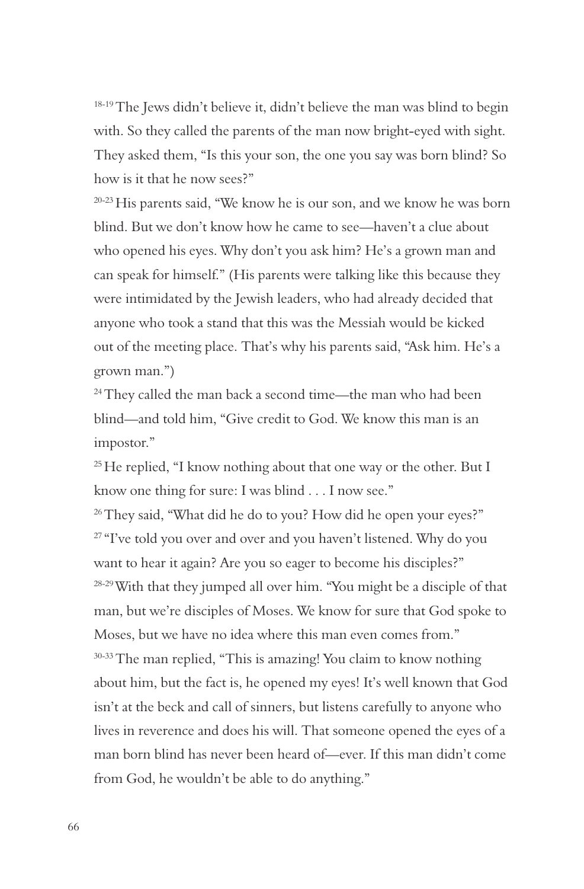[18-19] The Jews didn't believe it, didn't believe the man was blind to begin with. So they called the parents of the man now bright-eyed with sight. They asked them, "Is this your son, the one you say was born blind? So how is it that he now sees?"

[20-23] His parents said, "We know he is our son, and we know he was born blind. But we don't know how he came to see—haven't a clue about who opened his eyes. Why don't you ask him? He's a grown man and can speak for himself." (His parents were talking like this because they were intimidated by the Jewish leaders, who had already decided that anyone who took a stand that this was the Messiah would be kicked out of the meeting place. That's why his parents said, "Ask him. He's a grown man.")

[24] They called the man back a second time—the man who had been blind—and told him, "Give credit to God. We know this man is an impostor."

[25] He replied, "I know nothing about that one way or the other. But I know one thing for sure: I was blind . . . I now see."

[26] They said, "What did he do to you? How did he open your eyes?"

[27] "I've told you over and over and you haven't listened. Why do you want to hear it again? Are you so eager to become his disciples?"

[28-29] With that they jumped all over him. "You might be a disciple of that man, but we're disciples of Moses. We know for sure that God spoke to Moses, but we have no idea where this man even comes from."

[30-33] The man replied, "This is amazing! You claim to know nothing about him, but the fact is, he opened my eyes! It's well known that God isn't at the beck and call of sinners, but listens carefully to anyone who lives in reverence and does his will. That someone opened the eyes of a man born blind has never been heard of—ever. If this man didn't come from God, he wouldn't be able to do anything."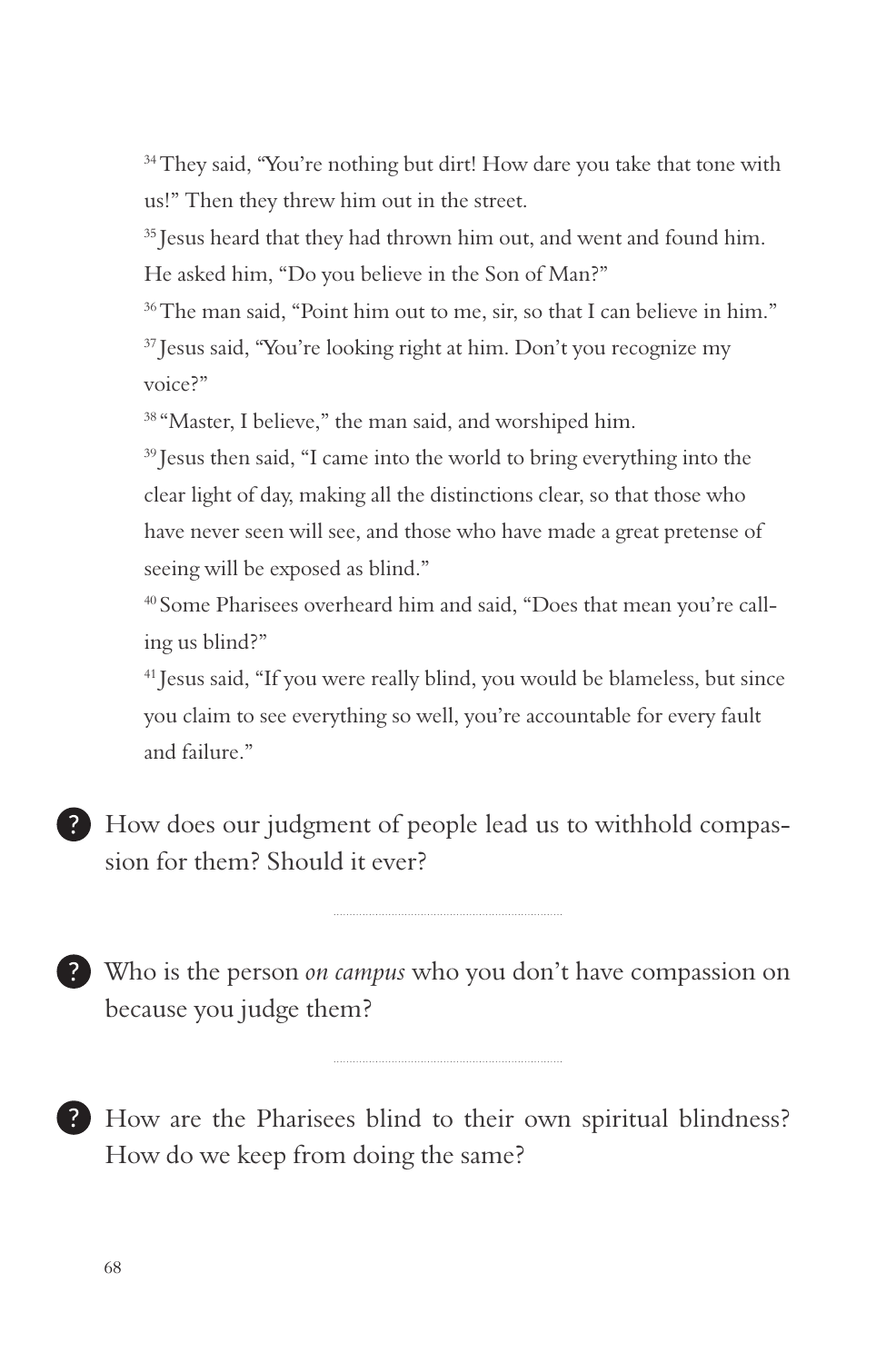[34] They said, "You're nothing but dirt! How dare you take that tone with us!" Then they threw him out in the street.

[35] Jesus heard that they had thrown him out, and went and found him. He asked him, "Do you believe in the Son of Man?"

[36] The man said, "Point him out to me, sir, so that I can believe in him."

[37] Jesus said, "You're looking right at him. Don't you recognize my voice?"

[38] "Master, I believe," the man said, and worshiped him.

[39] Jesus then said, "I came into the world to bring everything into the clear light of day, making all the distinctions clear, so that those who have never seen will see, and those who have made a great pretense of seeing will be exposed as blind."

[40] Some Pharisees overheard him and said, "Does that mean you're calling us blind?"

[41] Jesus said, "If you were really blind, you would be blameless, but since you claim to see everything so well, you're accountable for every fault and failure."

? How does our judgment of people lead us to withhold compassion for them? Should it ever?

? Who is the person *on campus* who you don't have compassion on because you judge them?

? How are the Pharisees blind to their own spiritual blindness? How do we keep from doing the same?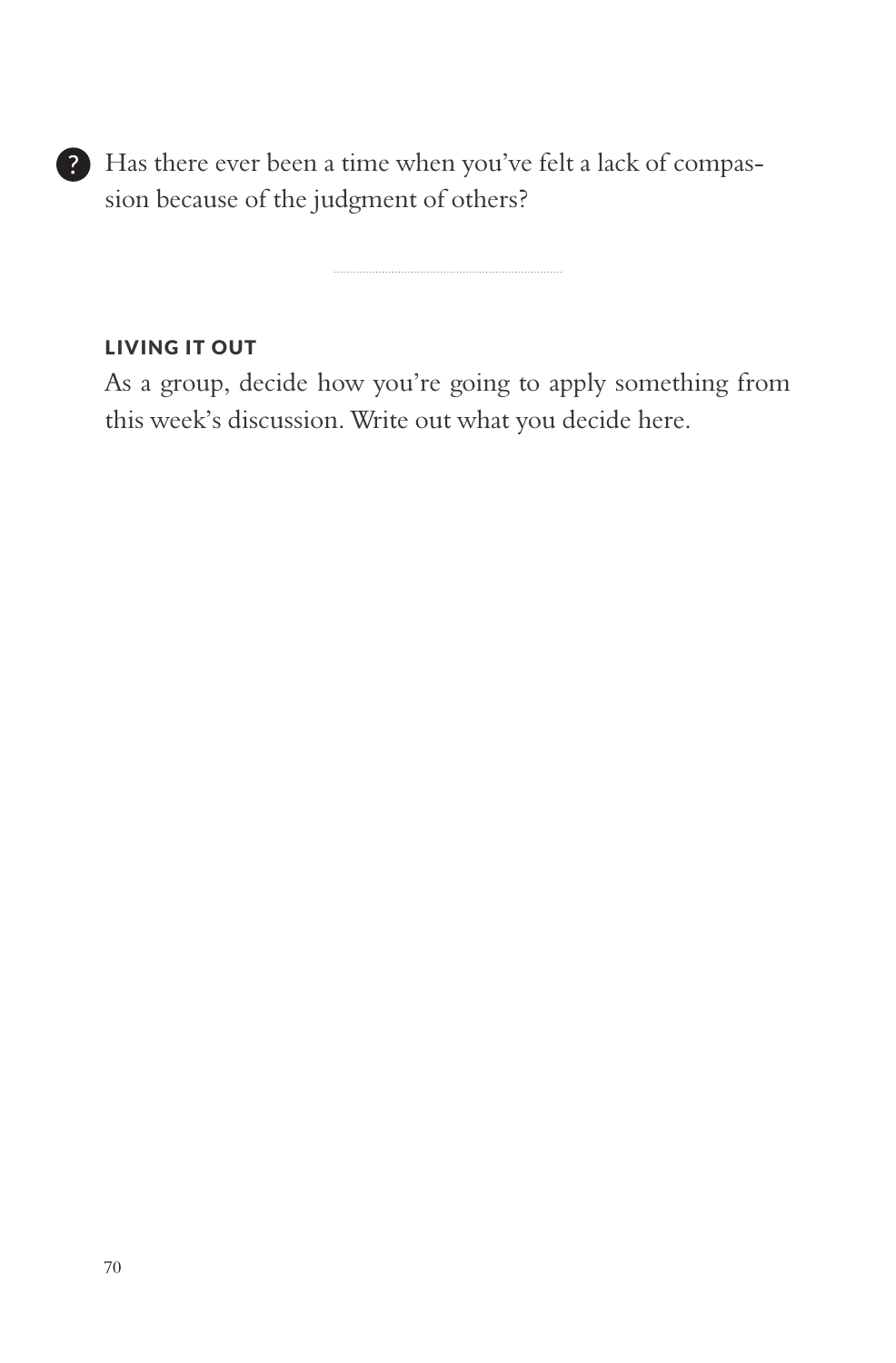? Has there ever been a time when you've felt a lack of compassion because of the judgment of others?

---

#### LIVING IT OUT

As a group, decide how you're going to apply something from this week's discussion. Write out what you decide here.